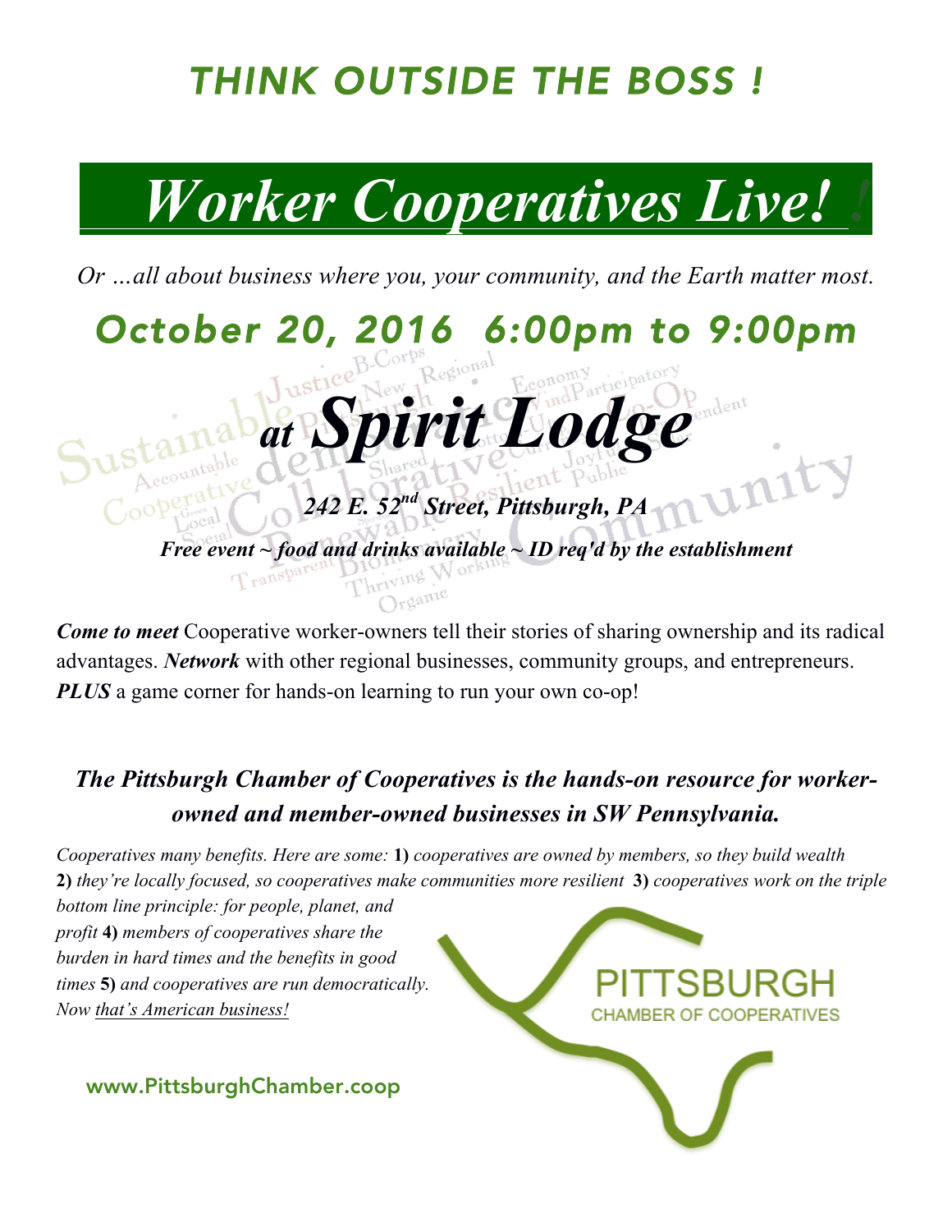# *THINK OUTSIDE THE BOSS !*

# *Worker Cooperatives Live!*

*Or …all about business where you, your community, and the Earth matter most.*

## *October 20, 2016 6:00pm to 9:00pm*

## ***at Spirit Lodge***

***242 E. 52nd Street, Pittsburgh, PA***

***Free event ~ food and drinks available ~ ID req'd by the establishment***

***Come to meet*** Cooperative worker-owners tell their stories of sharing ownership and its radical advantages. ***Network*** with other regional businesses, community groups, and entrepreneurs. ***PLUS*** a game corner for hands-on learning to run your own co-op!

### *The Pittsburgh Chamber of Cooperatives is the hands-on resource for worker-owned and member-owned businesses in SW Pennsylvania.*

*Cooperatives many benefits. Here are some:* **1)** *cooperatives are owned by members, so they build wealth* **2)** *they're locally focused, so cooperatives make communities more resilient* **3)** *cooperatives work on the triple bottom line principle: for people, planet, and profit* **4)** *members of cooperatives share the burden in hard times and the benefits in good times* **5)** *and cooperatives are run democratically. Now that's American business!*

PITTSBURGH
CHAMBER OF COOPERATIVES

www.PittsburghChamber.coop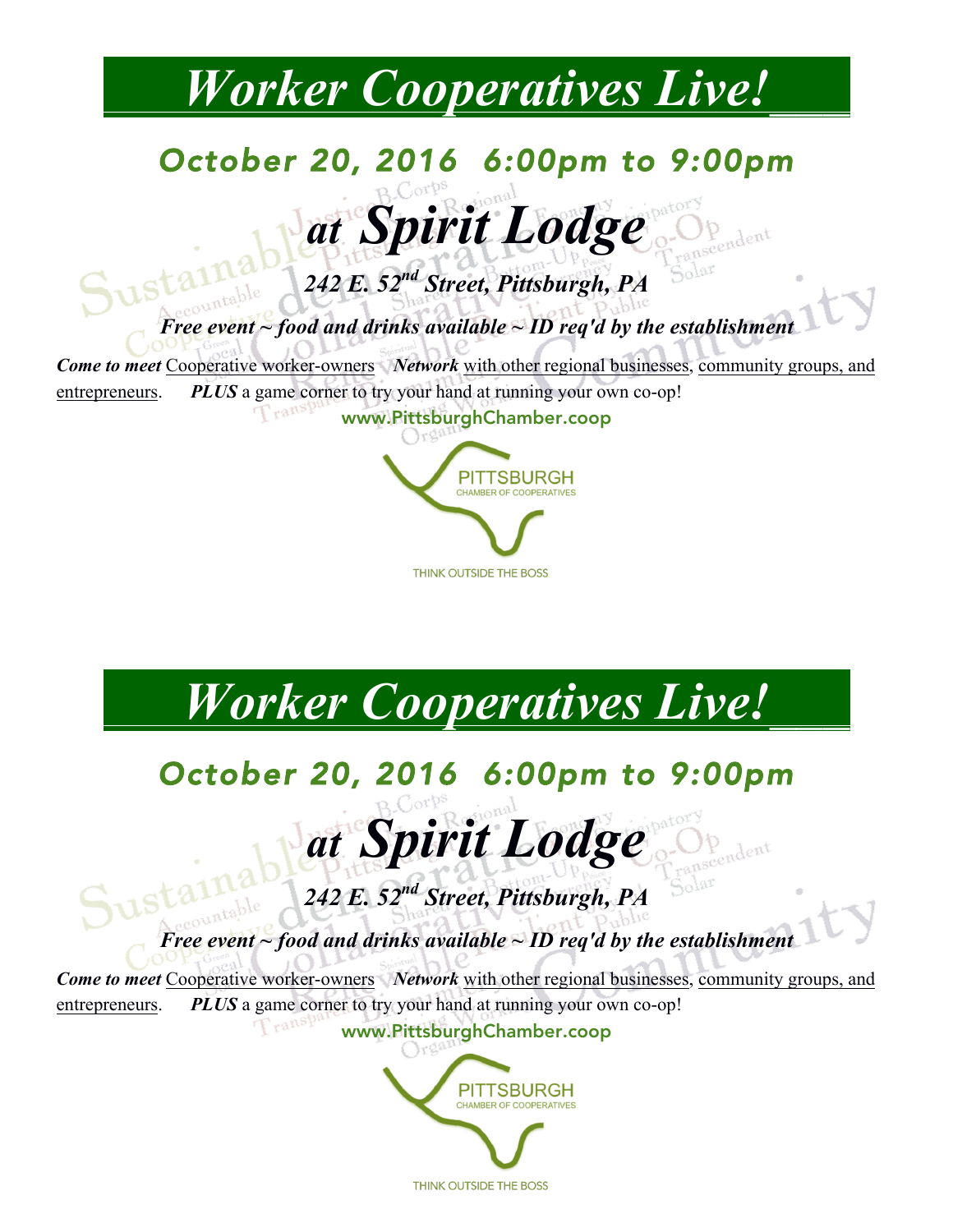# *Worker Cooperatives Live!*

## *October 20, 2016 6:00pm to 9:00pm*

# *at Spirit Lodge*

### *242 E. 52nd Street, Pittsburgh, PA*

***Free event ~ food and drinks available ~ ID req'd by the establishment***

***Come to meet*** Cooperative worker-owners ***Network*** with other regional businesses, community groups, and entrepreneurs. ***PLUS*** a game corner to try your hand at running your own co-op!

www.PittsburghChamber.coop

PITTSBURGH
CHAMBER OF COOPERATIVES

THINK OUTSIDE THE BOSS

# *Worker Cooperatives Live!*

## *October 20, 2016 6:00pm to 9:00pm*

# *at Spirit Lodge*

### *242 E. 52nd Street, Pittsburgh, PA*

***Free event ~ food and drinks available ~ ID req'd by the establishment***

***Come to meet*** Cooperative worker-owners ***Network*** with other regional businesses, community groups, and entrepreneurs. ***PLUS*** a game corner to try your hand at running your own co-op!

www.PittsburghChamber.coop

PITTSBURGH
CHAMBER OF COOPERATIVES

THINK OUTSIDE THE BOSS